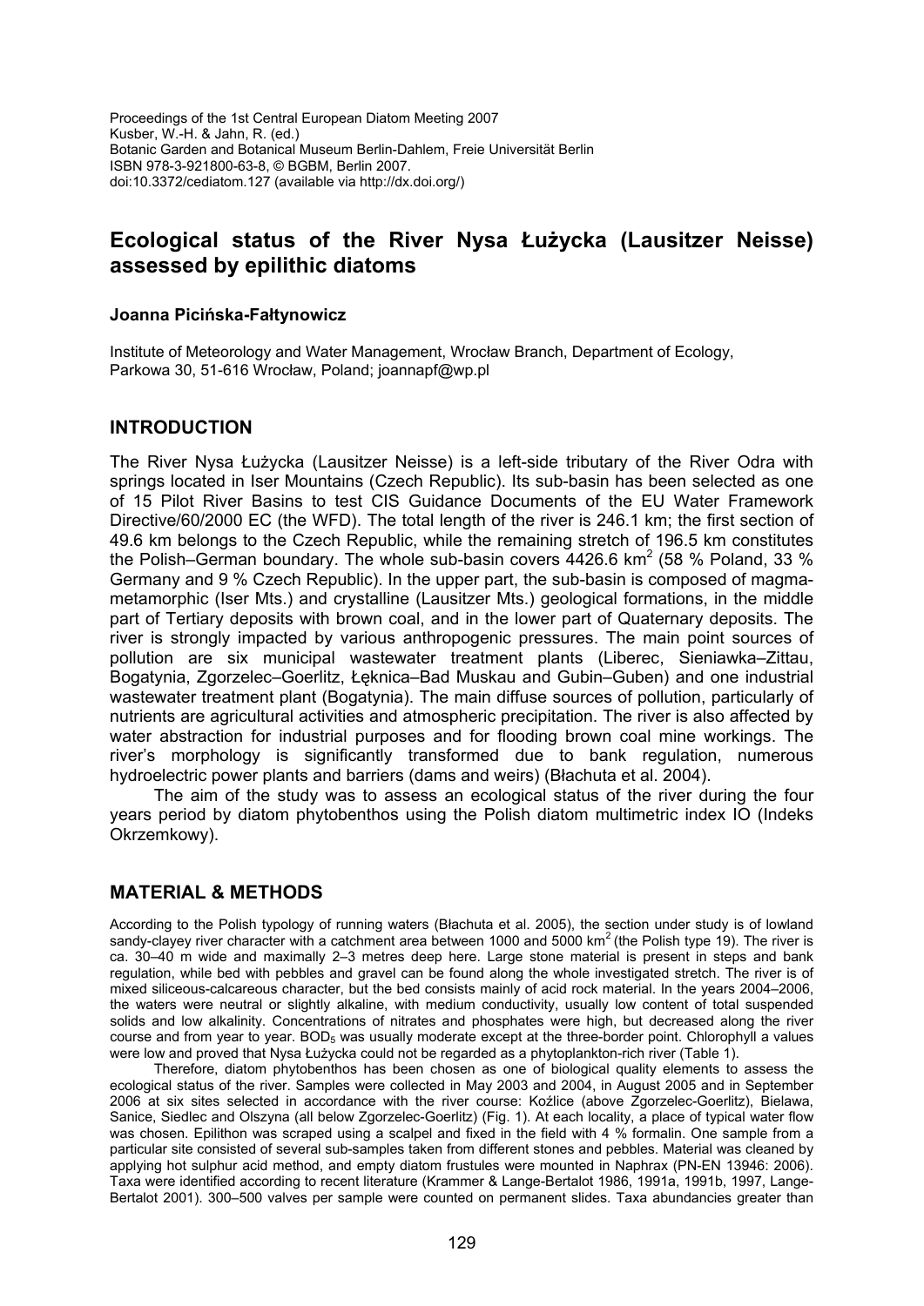Proceedings of the 1st Central European Diatom Meeting 2007
Kusber, W.-H. & Jahn, R. (ed.)
Botanic Garden and Botanical Museum Berlin-Dahlem, Freie Universität Berlin
ISBN 978-3-921800-63-8, © BGBM, Berlin 2007.
doi:10.3372/cediatom.127 (available via http://dx.doi.org/)

# Ecological status of the River Nysa Łużycka (Lausitzer Neisse) assessed by epilithic diatoms

**Joanna Picińska-Fałtynowicz**

Institute of Meteorology and Water Management, Wrocław Branch, Department of Ecology, Parkowa 30, 51-616 Wrocław, Poland; joannapf@wp.pl

## INTRODUCTION

The River Nysa Łużycka (Lausitzer Neisse) is a left-side tributary of the River Odra with springs located in Iser Mountains (Czech Republic). Its sub-basin has been selected as one of 15 Pilot River Basins to test CIS Guidance Documents of the EU Water Framework Directive/60/2000 EC (the WFD). The total length of the river is 246.1 km; the first section of 49.6 km belongs to the Czech Republic, while the remaining stretch of 196.5 km constitutes the Polish–German boundary. The whole sub-basin covers 4426.6 km$^2$ (58 % Poland, 33 % Germany and 9 % Czech Republic). In the upper part, the sub-basin is composed of magma-metamorphic (Iser Mts.) and crystalline (Lausitzer Mts.) geological formations, in the middle part of Tertiary deposits with brown coal, and in the lower part of Quaternary deposits. The river is strongly impacted by various anthropogenic pressures. The main point sources of pollution are six municipal wastewater treatment plants (Liberec, Sieniawka–Zittau, Bogatynia, Zgorzelec–Goerlitz, Łęknica–Bad Muskau and Gubin–Guben) and one industrial wastewater treatment plant (Bogatynia). The main diffuse sources of pollution, particularly of nutrients are agricultural activities and atmospheric precipitation. The river is also affected by water abstraction for industrial purposes and for flooding brown coal mine workings. The river's morphology is significantly transformed due to bank regulation, numerous hydroelectric power plants and barriers (dams and weirs) (Błachuta et al. 2004).

The aim of the study was to assess an ecological status of the river during the four years period by diatom phytobenthos using the Polish diatom multimetric index IO (Indeks Okrzemkowy).

## MATERIAL & METHODS

According to the Polish typology of running waters (Błachuta et al. 2005), the section under study is of lowland sandy-clayey river character with a catchment area between 1000 and 5000 km$^2$ (the Polish type 19). The river is ca. 30–40 m wide and maximally 2–3 metres deep here. Large stone material is present in steps and bank regulation, while bed with pebbles and gravel can be found along the whole investigated stretch. The river is of mixed siliceous-calcareous character, but the bed consists mainly of acid rock material. In the years 2004–2006, the waters were neutral or slightly alkaline, with medium conductivity, usually low content of total suspended solids and low alkalinity. Concentrations of nitrates and phosphates were high, but decreased along the river course and from year to year. $BOD_5$ was usually moderate except at the three-border point. Chlorophyll a values were low and proved that Nysa Łużycka could not be regarded as a phytoplankton-rich river (Table 1).

Therefore, diatom phytobenthos has been chosen as one of biological quality elements to assess the ecological status of the river. Samples were collected in May 2003 and 2004, in August 2005 and in September 2006 at six sites selected in accordance with the river course: Koźlice (above Zgorzelec-Goerlitz), Bielawa, Sanice, Siedlec and Olszyna (all below Zgorzelec-Goerlitz) (Fig. 1). At each locality, a place of typical water flow was chosen. Epilithon was scraped using a scalpel and fixed in the field with 4 % formalin. One sample from a particular site consisted of several sub-samples taken from different stones and pebbles. Material was cleaned by applying hot sulphur acid method, and empty diatom frustules were mounted in Naphrax (PN-EN 13946: 2006). Taxa were identified according to recent literature (Krammer & Lange-Bertalot 1986, 1991a, 1991b, 1997, Lange-Bertalot 2001). 300–500 valves per sample were counted on permanent slides. Taxa abundancies greater than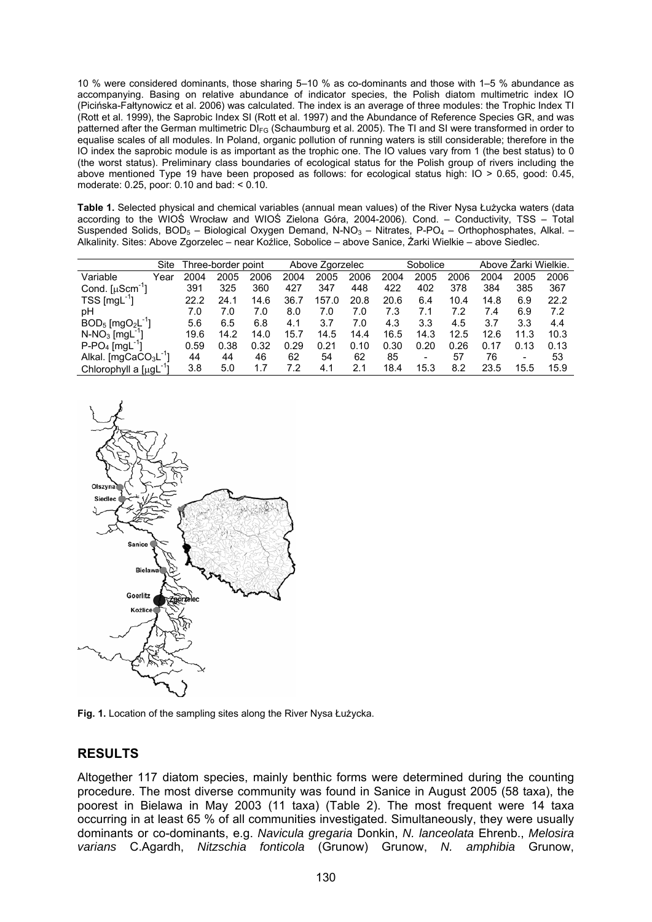10 % were considered dominants, those sharing 5–10 % as co-dominants and those with 1–5 % abundance as accompanying. Basing on relative abundance of indicator species, the Polish diatom multimetric index IO (Picińska-Fałtynowicz et al. 2006) was calculated. The index is an average of three modules: the Trophic Index TI (Rott et al. 1999), the Saprobic Index SI (Rott et al. 1997) and the Abundance of Reference Species GR, and was patterned after the German multimetric $DI_{FG}$ (Schaumburg et al. 2005). The TI and SI were transformed in order to equalise scales of all modules. In Poland, organic pollution of running waters is still considerable; therefore in the IO index the saprobic module is as important as the trophic one. The IO values vary from 1 (the best status) to 0 (the worst status). Preliminary class boundaries of ecological status for the Polish group of rivers including the above mentioned Type 19 have been proposed as follows: for ecological status high: IO > 0.65, good: 0.45, moderate: 0.25, poor: 0.10 and bad: < 0.10.

**Table 1.** Selected physical and chemical variables (annual mean values) of the River Nysa Łużycka waters (data according to the WIOŚ Wrocław and WIOŚ Zielona Góra, 2004-2006). Cond. – Conductivity, TSS – Total Suspended Solids, $BOD_5$ – Biological Oxygen Demand, $N\text{-}NO_3$ – Nitrates, $P\text{-}PO_4$ – Orthophosphates, Alkal. – Alkalinity. Sites: Above Zgorzelec – near Koźlice, Sobolice – above Sanice, Żarki Wielkie – above Siedlec.

| Site | Three-border point | | | Above Zgorzelec | | | Sobolice | | | Above Żarki Wielkie. | | |
|---|---|---|---|---|---|---|---|---|---|---|---|---|
| Variable / Year | 2004 | 2005 | 2006 | 2004 | 2005 | 2006 | 2004 | 2005 | 2006 | 2004 | 2005 | 2006 |
| Cond. [$\mu Scm^{-1}$] | 391 | 325 | 360 | 427 | 347 | 448 | 422 | 402 | 378 | 384 | 385 | 367 |
| TSS [$mgL^{-1}$] | 22.2 | 24.1 | 14.6 | 36.7 | 157.0 | 20.8 | 20.6 | 6.4 | 10.4 | 14.8 | 6.9 | 22.2 |
| pH | 7.0 | 7.0 | 7.0 | 8.0 | 7.0 | 7.0 | 7.3 | 7.1 | 7.2 | 7.4 | 6.9 | 7.2 |
| $BOD_5$ [$mgO_2L^{-1}$] | 5.6 | 6.5 | 6.8 | 4.1 | 3.7 | 7.0 | 4.3 | 3.3 | 4.5 | 3.7 | 3.3 | 4.4 |
| $N\text{-}NO_3$ [$mgL^{-1}$] | 19.6 | 14.2 | 14.0 | 15.7 | 14.5 | 14.4 | 16.5 | 14.3 | 12.5 | 12.6 | 11.3 | 10.3 |
| $P\text{-}PO_4$ [$mgL^{-1}$] | 0.59 | 0.38 | 0.32 | 0.29 | 0.21 | 0.10 | 0.30 | 0.20 | 0.26 | 0.17 | 0.13 | 0.13 |
| Alkal. [$mgCaCO_3L^{-1}$] | 44 | 44 | 46 | 62 | 54 | 62 | 85 | - | 57 | 76 | - | 53 |
| Chlorophyll a [$\mu gL^{-1}$] | 3.8 | 5.0 | 1.7 | 7.2 | 4.1 | 2.1 | 18.4 | 15.3 | 8.2 | 23.5 | 15.5 | 15.9 |

**Fig. 1.** Location of the sampling sites along the River Nysa Łużycka.

## RESULTS

Altogether 117 diatom species, mainly benthic forms were determined during the counting procedure. The most diverse community was found in Sanice in August 2005 (58 taxa), the poorest in Bielawa in May 2003 (11 taxa) (Table 2). The most frequent were 14 taxa occurring in at least 65 % of all communities investigated. Simultaneously, they were usually dominants or co-dominants, e.g. *Navicula gregaria* Donkin, *N. lanceolata* Ehrenb., *Melosira varians* C.Agardh, *Nitzschia fonticola* (Grunow) Grunow, *N. amphibia* Grunow,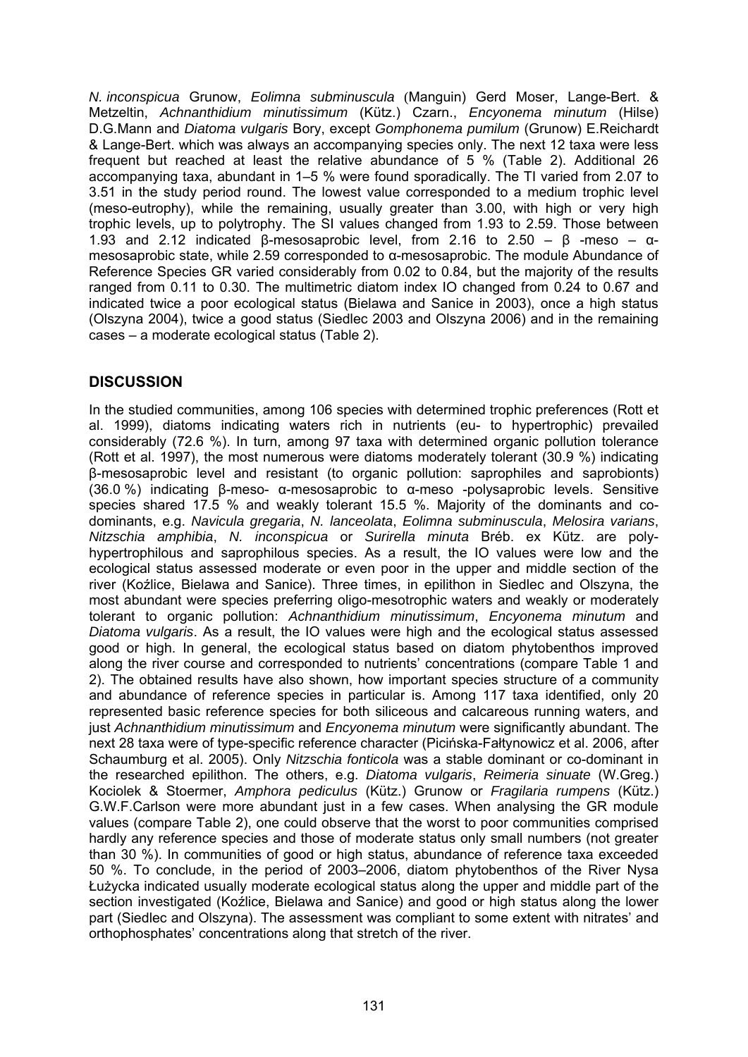*N. inconspicua* Grunow, *Eolimna subminuscula* (Manguin) Gerd Moser, Lange-Bert. & Metzeltin, *Achnanthidium minutissimum* (Kütz.) Czarn., *Encyonema minutum* (Hilse) D.G.Mann and *Diatoma vulgaris* Bory, except *Gomphonema pumilum* (Grunow) E.Reichardt & Lange-Bert. which was always an accompanying species only. The next 12 taxa were less frequent but reached at least the relative abundance of 5 % (Table 2). Additional 26 accompanying taxa, abundant in 1–5 % were found sporadically. The TI varied from 2.07 to 3.51 in the study period round. The lowest value corresponded to a medium trophic level (meso-eutrophy), while the remaining, usually greater than 3.00, with high or very high trophic levels, up to polytrophy. The SI values changed from 1.93 to 2.59. Those between 1.93 and 2.12 indicated β-mesosaprobic level, from 2.16 to 2.50 – β -meso – α-mesosaprobic state, while 2.59 corresponded to α-mesosaprobic. The module Abundance of Reference Species GR varied considerably from 0.02 to 0.84, but the majority of the results ranged from 0.11 to 0.30. The multimetric diatom index IO changed from 0.24 to 0.67 and indicated twice a poor ecological status (Bielawa and Sanice in 2003), once a high status (Olszyna 2004), twice a good status (Siedlec 2003 and Olszyna 2006) and in the remaining cases – a moderate ecological status (Table 2).

## DISCUSSION

In the studied communities, among 106 species with determined trophic preferences (Rott et al. 1999), diatoms indicating waters rich in nutrients (eu- to hypertrophic) prevailed considerably (72.6 %). In turn, among 97 taxa with determined organic pollution tolerance (Rott et al. 1997), the most numerous were diatoms moderately tolerant (30.9 %) indicating β-mesosaprobic level and resistant (to organic pollution: saprophiles and saprobionts) (36.0 %) indicating β-meso- α-mesosaprobic to α-meso -polysaprobic levels. Sensitive species shared 17.5 % and weakly tolerant 15.5 %. Majority of the dominants and co-dominants, e.g. *Navicula gregaria*, *N. lanceolata*, *Eolimna subminuscula*, *Melosira varians*, *Nitzschia amphibia*, *N. inconspicua* or *Surirella minuta* Bréb. ex Kütz. are poly-hypertrophilous and saprophilous species. As a result, the IO values were low and the ecological status assessed moderate or even poor in the upper and middle section of the river (Koźlice, Bielawa and Sanice). Three times, in epilithon in Siedlec and Olszyna, the most abundant were species preferring oligo-mesotrophic waters and weakly or moderately tolerant to organic pollution: *Achnanthidium minutissimum*, *Encyonema minutum* and *Diatoma vulgaris*. As a result, the IO values were high and the ecological status assessed good or high. In general, the ecological status based on diatom phytobenthos improved along the river course and corresponded to nutrients' concentrations (compare Table 1 and 2). The obtained results have also shown, how important species structure of a community and abundance of reference species in particular is. Among 117 taxa identified, only 20 represented basic reference species for both siliceous and calcareous running waters, and just *Achnanthidium minutissimum* and *Encyonema minutum* were significantly abundant. The next 28 taxa were of type-specific reference character (Picińska-Fałtynowicz et al. 2006, after Schaumburg et al. 2005). Only *Nitzschia fonticola* was a stable dominant or co-dominant in the researched epilithon. The others, e.g. *Diatoma vulgaris*, *Reimeria sinuate* (W.Greg.) Kociolek & Stoermer, *Amphora pediculus* (Kütz.) Grunow or *Fragilaria rumpens* (Kütz.) G.W.F.Carlson were more abundant just in a few cases. When analysing the GR module values (compare Table 2), one could observe that the worst to poor communities comprised hardly any reference species and those of moderate status only small numbers (not greater than 30 %). In communities of good or high status, abundance of reference taxa exceeded 50 %. To conclude, in the period of 2003–2006, diatom phytobenthos of the River Nysa Łużycka indicated usually moderate ecological status along the upper and middle part of the section investigated (Koźlice, Bielawa and Sanice) and good or high status along the lower part (Siedlec and Olszyna). The assessment was compliant to some extent with nitrates' and orthophosphates' concentrations along that stretch of the river.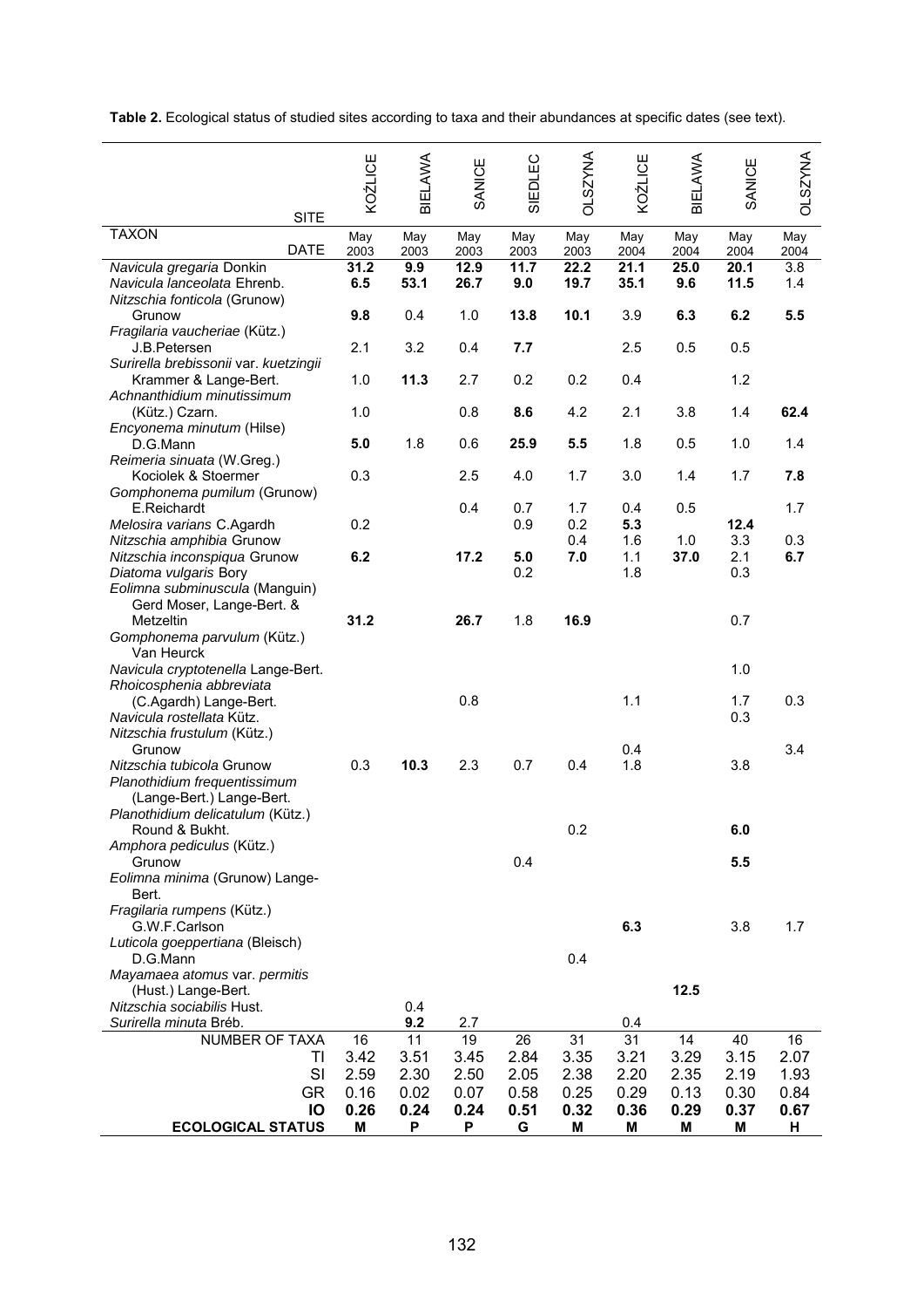**Table 2.** Ecological status of studied sites according to taxa and their abundances at specific dates (see text).

| SITE | KOŹLICE | BIELAWA | SANICE | SIEDLEC | OLSZYNA | KOŹLICE | BIELAWA | SANICE | OLSZYNA |
|---|---|---|---|---|---|---|---|---|---|
| TAXON / DATE | May 2003 | May 2003 | May 2003 | May 2003 | May 2003 | May 2004 | May 2004 | May 2004 | May 2004 |
| *Navicula gregaria* Donkin | **31.2** | **9.9** | **12.9** | **11.7** | **22.2** | **21.1** | **25.0** | **20.1** | 3.8 |
| *Navicula lanceolata* Ehrenb. | **6.5** | **53.1** | **26.7** | **9.0** | **19.7** | **35.1** | **9.6** | **11.5** | 1.4 |
| *Nitzschia fonticola* (Grunow) Grunow | **9.8** | 0.4 | 1.0 | **13.8** | **10.1** | 3.9 | **6.3** | **6.2** | **5.5** |
| *Fragilaria vaucheriae* (Kütz.) J.B.Petersen | 2.1 | 3.2 | 0.4 | **7.7** | | 2.5 | 0.5 | 0.5 | |
| *Surirella brebissonii* var. *kuetzingii* Krammer & Lange-Bert. | 1.0 | **11.3** | 2.7 | 0.2 | 0.2 | 0.4 | | 1.2 | |
| *Achnanthidium minutissimum* (Kütz.) Czarn. | 1.0 | | 0.8 | **8.6** | 4.2 | 2.1 | 3.8 | 1.4 | **62.4** |
| *Encyonema minutum* (Hilse) D.G.Mann | **5.0** | 1.8 | 0.6 | **25.9** | **5.5** | 1.8 | 0.5 | 1.0 | 1.4 |
| *Reimeria sinuata* (W.Greg.) Kociolek & Stoermer | 0.3 | | 2.5 | 4.0 | 1.7 | 3.0 | 1.4 | 1.7 | **7.8** |
| *Gomphonema pumilum* (Grunow) E.Reichardt | | | 0.4 | 0.7 | 1.7 | 0.4 | 0.5 | | 1.7 |
| *Melosira varians* C.Agardh | 0.2 | | | 0.9 | 0.2 | **5.3** | | **12.4** | |
| *Nitzschia amphibia* Grunow | | | | | 0.4 | 1.6 | 1.0 | 3.3 | 0.3 |
| *Nitzschia inconspiqua* Grunow | **6.2** | | **17.2** | **5.0** | **7.0** | 1.1 | **37.0** | 2.1 | **6.7** |
| *Diatoma vulgaris* Bory | | | | 0.2 | | 1.8 | | 0.3 | |
| *Eolimna subminuscula* (Manguin) Gerd Moser, Lange-Bert. & Metzeltin | **31.2** | | **26.7** | 1.8 | **16.9** | | | 0.7 | |
| *Gomphonema parvulum* (Kütz.) Van Heurck | | | | | | | | | |
| *Navicula cryptotenella* Lange-Bert. | | | | | | | | 1.0 | |
| *Rhoicosphenia abbreviata* (C.Agardh) Lange-Bert. | | | 0.8 | | | 1.1 | | 1.7 | 0.3 |
| *Navicula rostellata* Kütz. | | | | | | | | 0.3 | |
| *Nitzschia frustulum* (Kütz.) Grunow | | | | | | 0.4 | | | 3.4 |
| *Nitzschia tubicola* Grunow | 0.3 | **10.3** | 2.3 | 0.7 | 0.4 | 1.8 | | 3.8 | |
| *Planothidium frequentissimum* (Lange-Bert.) Lange-Bert. | | | | | | | | | |
| *Planothidium delicatulum* (Kütz.) Round & Bukht. | | | | | 0.2 | | | **6.0** | |
| *Amphora pediculus* (Kütz.) Grunow | | | | 0.4 | | | | **5.5** | |
| *Eolimna minima* (Grunow) Lange-Bert. | | | | | | | | | |
| *Fragilaria rumpens* (Kütz.) G.W.F.Carlson | | | | | | **6.3** | | 3.8 | 1.7 |
| *Luticola goeppertiana* (Bleisch) D.G.Mann | | | | | 0.4 | | | | |
| *Mayamaea atomus* var. *permitis* (Hust.) Lange-Bert. | | | | | | | **12.5** | | |
| *Nitzschia sociabilis* Hust. | | 0.4 | | | | | | | |
| *Surirella minuta* Bréb. | | **9.2** | 2.7 | | | 0.4 | | | |
| NUMBER OF TAXA | 16 | 11 | 19 | 26 | 31 | 31 | 14 | 40 | 16 |
| TI | 3.42 | 3.51 | 3.45 | 2.84 | 3.35 | 3.21 | 3.29 | 3.15 | 2.07 |
| SI | 2.59 | 2.30 | 2.50 | 2.05 | 2.38 | 2.20 | 2.35 | 2.19 | 1.93 |
| GR | 0.16 | 0.02 | 0.07 | 0.58 | 0.25 | 0.29 | 0.13 | 0.30 | 0.84 |
| **IO** | **0.26** | **0.24** | **0.24** | **0.51** | **0.32** | **0.36** | **0.29** | **0.37** | **0.67** |
| **ECOLOGICAL STATUS** | **M** | **P** | **P** | **G** | **M** | **M** | **M** | **M** | **H** |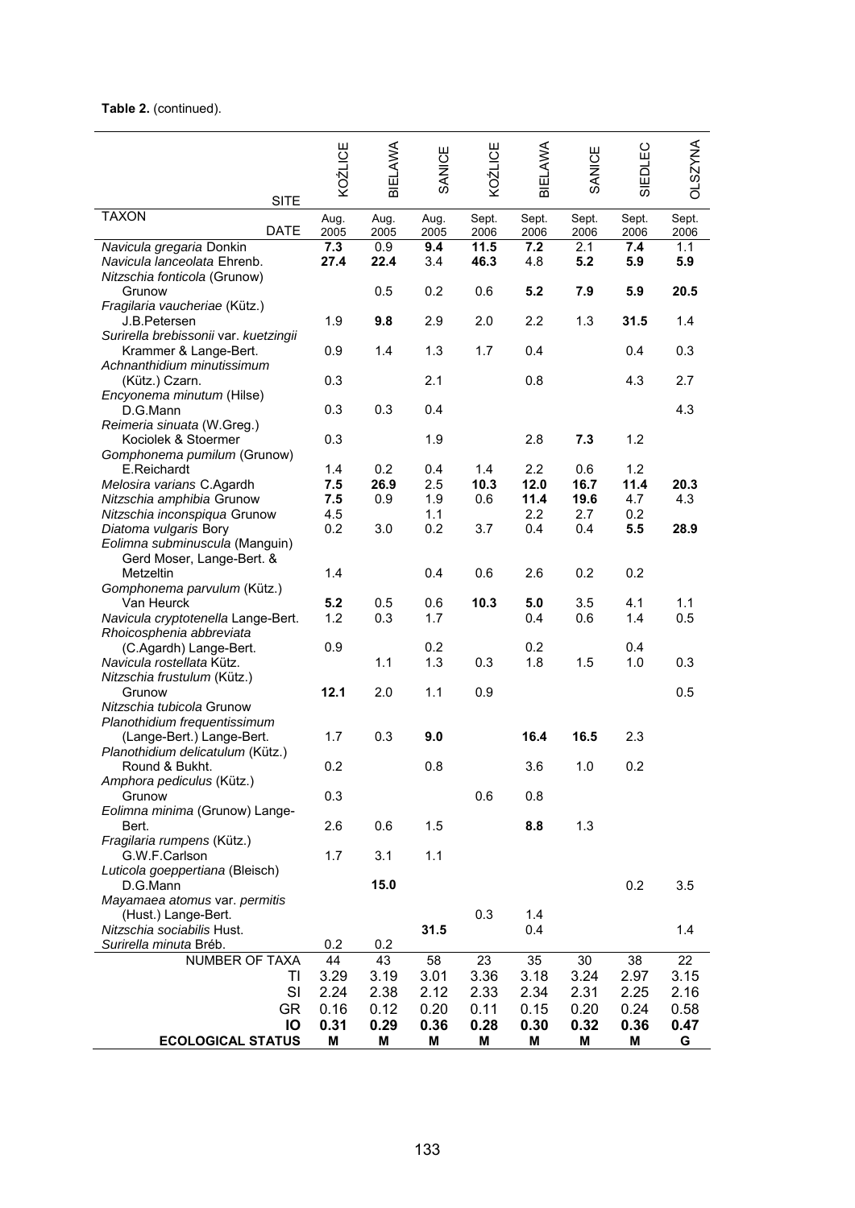**Table 2.** (continued).

| TAXON / SITE / DATE | KOŹLICE Aug. 2005 | BIELAWA Aug. 2005 | SANICE Aug. 2005 | KOŹLICE Sept. 2006 | BIELAWA Sept. 2006 | SANICE Sept. 2006 | SIEDLEC Sept. 2006 | OLSZYNA Sept. 2006 |
|---|---|---|---|---|---|---|---|---|
| *Navicula gregaria* Donkin | **7.3** | 0.9 | **9.4** | **11.5** | **7.2** | 2.1 | **7.4** | 1.1 |
| *Navicula lanceolata* Ehrenb. | **27.4** | **22.4** | 3.4 | **46.3** | 4.8 | **5.2** | **5.9** | **5.9** |
| *Nitzschia fonticola* (Grunow) Grunow | | 0.5 | 0.2 | 0.6 | **5.2** | **7.9** | **5.9** | **20.5** |
| *Fragilaria vaucheriae* (Kütz.) J.B.Petersen | 1.9 | **9.8** | 2.9 | 2.0 | 2.2 | 1.3 | **31.5** | 1.4 |
| *Surirella brebissonii* var. *kuetzingii* Krammer & Lange-Bert. | 0.9 | 1.4 | 1.3 | 1.7 | 0.4 | | 0.4 | 0.3 |
| *Achnanthidium minutissimum* (Kütz.) Czarn. | 0.3 | | 2.1 | | 0.8 | | 4.3 | 2.7 |
| *Encyonema minutum* (Hilse) D.G.Mann | 0.3 | 0.3 | 0.4 | | | | | 4.3 |
| *Reimeria sinuata* (W.Greg.) Kociolek & Stoermer | 0.3 | | 1.9 | | 2.8 | **7.3** | 1.2 | |
| *Gomphonema pumilum* (Grunow) E.Reichardt | 1.4 | 0.2 | 0.4 | 1.4 | 2.2 | 0.6 | 1.2 | |
| *Melosira varians* C.Agardh | **7.5** | **26.9** | 2.5 | **10.3** | **12.0** | **16.7** | **11.4** | **20.3** |
| *Nitzschia amphibia* Grunow | **7.5** | 0.9 | 1.9 | 0.6 | **11.4** | **19.6** | 4.7 | 4.3 |
| *Nitzschia inconspiqua* Grunow | 4.5 | | 1.1 | | 2.2 | 2.7 | 0.2 | |
| *Diatoma vulgaris* Bory | 0.2 | 3.0 | 0.2 | 3.7 | 0.4 | 0.4 | **5.5** | **28.9** |
| *Eolimna subminuscula* (Manguin) Gerd Moser, Lange-Bert. & Metzeltin | 1.4 | | 0.4 | 0.6 | 2.6 | 0.2 | 0.2 | |
| *Gomphonema parvulum* (Kütz.) Van Heurck | **5.2** | 0.5 | 0.6 | **10.3** | 5.0 | 3.5 | 4.1 | 1.1 |
| *Navicula cryptotenella* Lange-Bert. | 1.2 | 0.3 | 1.7 | | 0.4 | 0.6 | 1.4 | 0.5 |
| *Rhoicosphenia abbreviata* (C.Agardh) Lange-Bert. | 0.9 | | 0.2 | | 0.2 | | 0.4 | |
| *Navicula rostellata* Kütz. | | 1.1 | 1.3 | 0.3 | 1.8 | 1.5 | 1.0 | 0.3 |
| *Nitzschia frustulum* (Kütz.) Grunow | **12.1** | 2.0 | 1.1 | 0.9 | | | | 0.5 |
| *Nitzschia tubicola* Grunow | | | | | | | | |
| *Planothidium frequentissimum* (Lange-Bert.) Lange-Bert. | 1.7 | 0.3 | **9.0** | | **16.4** | **16.5** | 2.3 | |
| *Planothidium delicatulum* (Kütz.) Round & Bukht. | 0.2 | | 0.8 | | 3.6 | 1.0 | 0.2 | |
| *Amphora pediculus* (Kütz.) Grunow | 0.3 | | | 0.6 | 0.8 | | | |
| *Eolimna minima* (Grunow) Lange-Bert. | 2.6 | 0.6 | 1.5 | | **8.8** | 1.3 | | |
| *Fragilaria rumpens* (Kütz.) G.W.F.Carlson | 1.7 | 3.1 | 1.1 | | | | | |
| *Luticola goeppertiana* (Bleisch) D.G.Mann | | **15.0** | | | | | 0.2 | 3.5 |
| *Mayamaea atomus* var. *permitis* (Hust.) Lange-Bert. | | | | 0.3 | 1.4 | | | |
| *Nitzschia sociabilis* Hust. | | | **31.5** | | 0.4 | | | 1.4 |
| *Surirella minuta* Bréb. | 0.2 | 0.2 | | | | | | |
| NUMBER OF TAXA | 44 | 43 | 58 | 23 | 35 | 30 | 38 | 22 |
| TI | 3.29 | 3.19 | 3.01 | 3.36 | 3.18 | 3.24 | 2.97 | 3.15 |
| SI | 2.24 | 2.38 | 2.12 | 2.33 | 2.34 | 2.31 | 2.25 | 2.16 |
| GR | 0.16 | 0.12 | 0.20 | 0.11 | 0.15 | 0.20 | 0.24 | 0.58 |
| **IO** | **0.31** | **0.29** | **0.36** | **0.28** | **0.30** | **0.32** | **0.36** | **0.47** |
| **ECOLOGICAL STATUS** | **M** | **M** | **M** | **M** | **M** | **M** | **M** | **G** |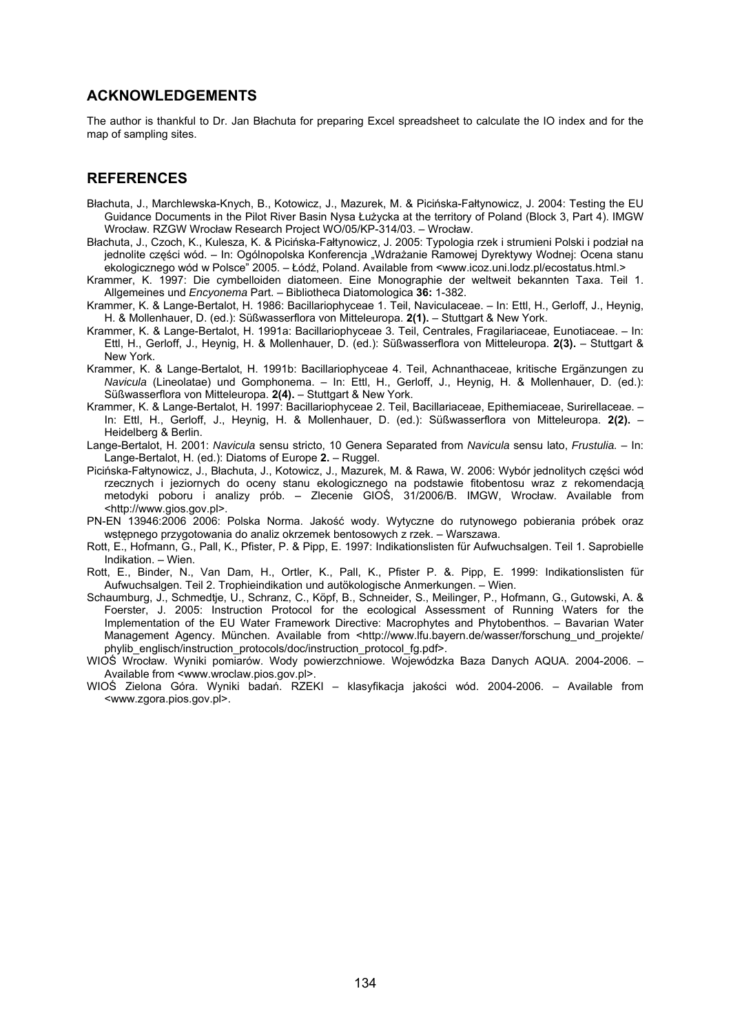## ACKNOWLEDGEMENTS

The author is thankful to Dr. Jan Błachuta for preparing Excel spreadsheet to calculate the IO index and for the map of sampling sites.

## REFERENCES

Błachuta, J., Marchlewska-Knych, B., Kotowicz, J., Mazurek, M. & Picińska-Fałtynowicz, J. 2004: Testing the EU Guidance Documents in the Pilot River Basin Nysa Łużycka at the territory of Poland (Block 3, Part 4). IMGW Wrocław. RZGW Wrocław Research Project WO/05/KP-314/03. – Wrocław.

Błachuta, J., Czoch, K., Kulesza, K. & Picińska-Fałtynowicz, J. 2005: Typologia rzek i strumieni Polski i podział na jednolite części wód. – In: Ogólnopolska Konferencja „Wdrażanie Ramowej Dyrektywy Wodnej: Ocena stanu ekologicznego wód w Polsce" 2005. – Łódź, Poland. Available from <www.icoz.uni.lodz.pl/ecostatus.html.>

Krammer, K. 1997: Die cymbelloiden diatomeen. Eine Monographie der weltweit bekannten Taxa. Teil 1. Allgemeines und *Encyonema* Part. – Bibliotheca Diatomologica **36:** 1-382.

Krammer, K. & Lange-Bertalot, H. 1986: Bacillariophyceae 1. Teil, Naviculaceae. – In: Ettl, H., Gerloff, J., Heynig, H. & Mollenhauer, D. (ed.): Süßwasserflora von Mitteleuropa. **2(1).** – Stuttgart & New York.

Krammer, K. & Lange-Bertalot, H. 1991a: Bacillariophyceae 3. Teil, Centrales, Fragilariaceae, Eunotiaceae. – In: Ettl, H., Gerloff, J., Heynig, H. & Mollenhauer, D. (ed.): Süßwasserflora von Mitteleuropa. **2(3).** – Stuttgart & New York.

Krammer, K. & Lange-Bertalot, H. 1991b: Bacillariophyceae 4. Teil, Achnanthaceae, kritische Ergänzungen zu *Navicula* (Lineolatae) und Gomphonema. – In: Ettl, H., Gerloff, J., Heynig, H. & Mollenhauer, D. (ed.): Süßwasserflora von Mitteleuropa. **2(4).** – Stuttgart & New York.

Krammer, K. & Lange-Bertalot, H. 1997: Bacillariophyceae 2. Teil, Bacillariaceae, Epithemiaceae, Surirellaceae. – In: Ettl, H., Gerloff, J., Heynig, H. & Mollenhauer, D. (ed.): Süßwasserflora von Mitteleuropa. **2(2).** – Heidelberg & Berlin.

Lange-Bertalot, H. 2001: *Navicula* sensu stricto, 10 Genera Separated from *Navicula* sensu lato, *Frustulia.* – In: Lange-Bertalot, H. (ed.): Diatoms of Europe **2.** – Ruggel.

Picińska-Fałtynowicz, J., Błachuta, J., Kotowicz, J., Mazurek, M. & Rawa, W. 2006: Wybór jednolitych części wód rzecznych i jeziornych do oceny stanu ekologicznego na podstawie fitobentosu wraz z rekomendacją metodyki poboru i analizy prób. – Zlecenie GIOŚ, 31/2006/B. IMGW, Wrocław. Available from <http://www.gios.gov.pl>.

PN-EN 13946:2006 2006: Polska Norma. Jakość wody. Wytyczne do rutynowego pobierania próbek oraz wstępnego przygotowania do analiz okrzemek bentosowych z rzek. – Warszawa.

Rott, E., Hofmann, G., Pall, K., Pfister, P. & Pipp, E. 1997: Indikationslisten für Aufwuchsalgen. Teil 1. Saprobielle Indikation. – Wien.

Rott, E., Binder, N., Van Dam, H., Ortler, K., Pall, K., Pfister P. &. Pipp, E. 1999: Indikationslisten für Aufwuchsalgen. Teil 2. Trophieindikation und autökologische Anmerkungen. – Wien.

Schaumburg, J., Schmedtje, U., Schranz, C., Köpf, B., Schneider, S., Meilinger, P., Hofmann, G., Gutowski, A. & Foerster, J. 2005: Instruction Protocol for the ecological Assessment of Running Waters for the Implementation of the EU Water Framework Directive: Macrophytes and Phytobenthos. – Bavarian Water Management Agency. München. Available from <http://www.lfu.bayern.de/wasser/forschung_und_projekte/phylib_englisch/instruction_protocols/doc/instruction_protocol_fg.pdf>.

WIOŚ Wrocław. Wyniki pomiarów. Wody powierzchniowe. Wojewódzka Baza Danych AQUA. 2004-2006. – Available from <www.wroclaw.pios.gov.pl>.

WIOŚ Zielona Góra. Wyniki badań. RZEKI – klasyfikacja jakości wód. 2004-2006. – Available from <www.zgora.pios.gov.pl>.